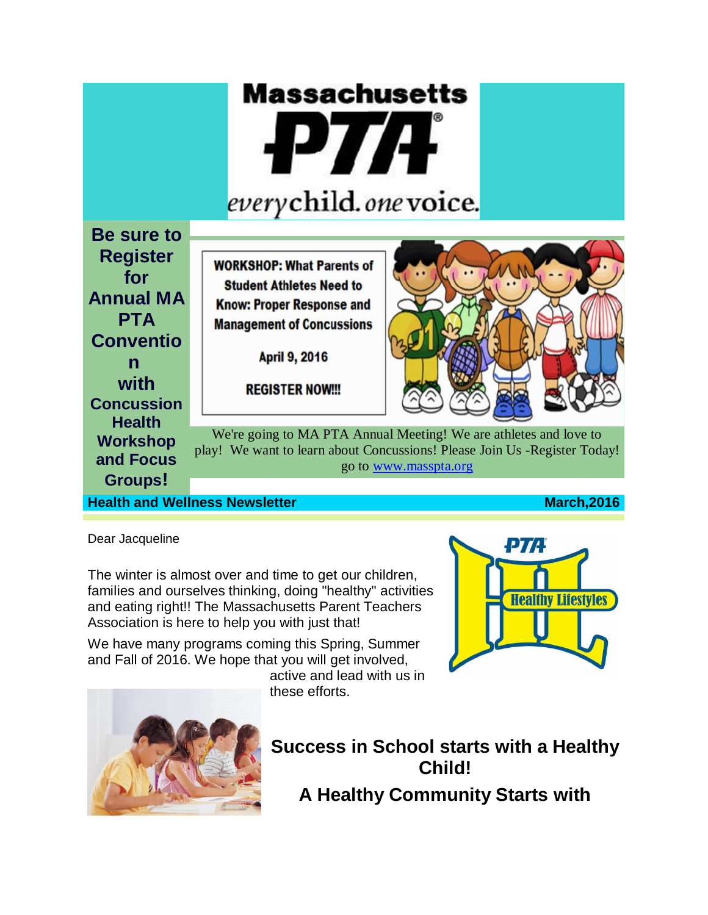# Massachusetts PTA

*every child. one voice.*

**Be sure to Register for Annual MA PTA Convention with Concussion Health Workshop and Focus Groups!**

**WORKSHOP: What Parents of Student Athletes Need to Know: Proper Response and Management of Concussions**

**April 9, 2016**

**REGISTER NOW!!!**

We're going to MA PTA Annual Meeting! We are athletes and love to play! We want to learn about Concussions! Please Join Us -Register Today! go to [www.masspta.org](www.masspta.org)

**Health and Wellness Newsletter** **March,2016**

Dear Jacqueline

The winter is almost over and time to get our children, families and ourselves thinking, doing "healthy" activities and eating right!! The Massachusetts Parent Teachers Association is here to help you with just that!

We have many programs coming this Spring, Summer and Fall of 2016. We hope that you will get involved, active and lead with us in these efforts.

PTA Healthy Lifestyles

## Success in School starts with a Healthy Child!

## A Healthy Community Starts with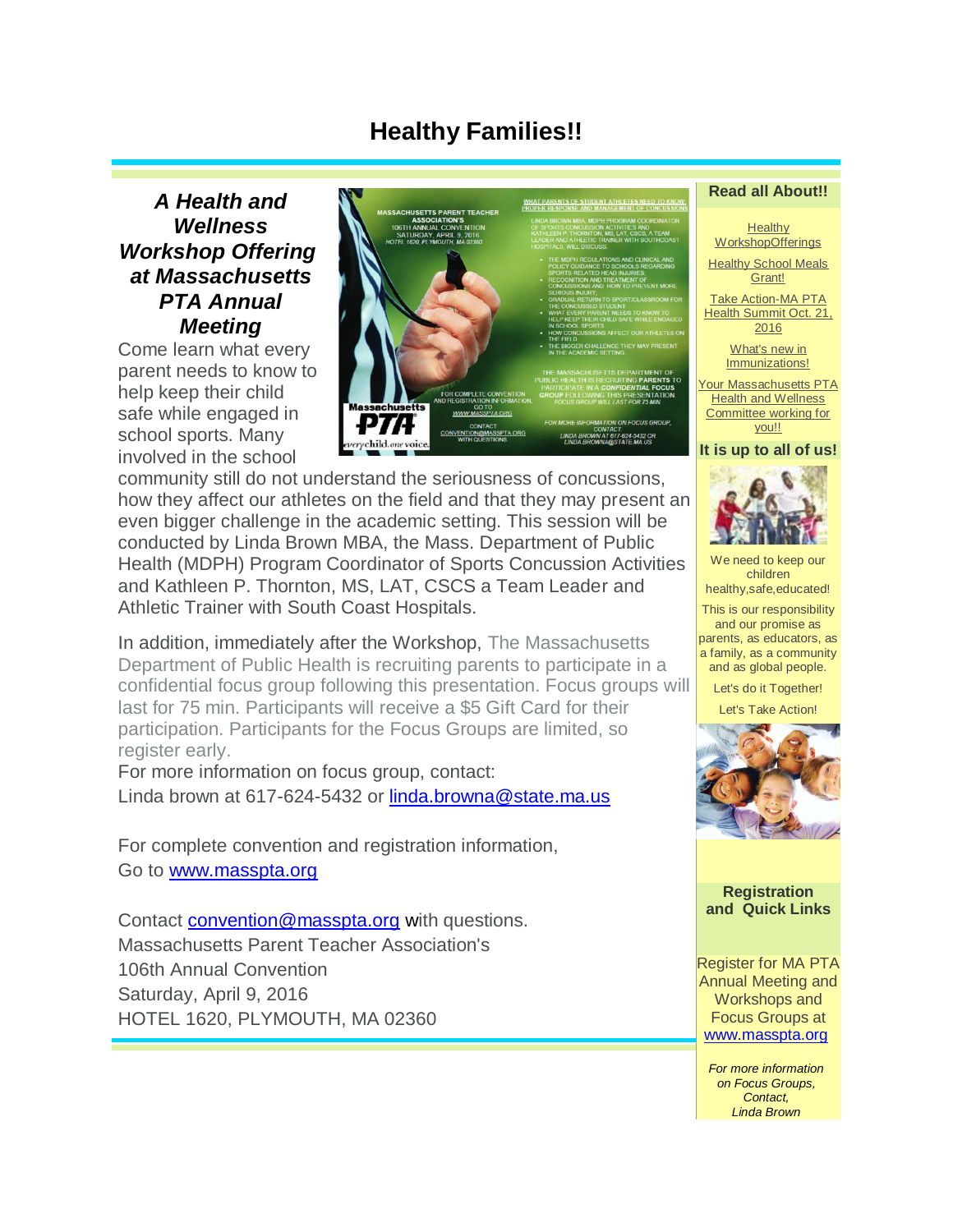# Healthy Families!!

***A Health and Wellness Workshop Offering at Massachusetts PTA Annual Meeting***

Come learn what every parent needs to know to help keep their child safe while engaged in school sports. Many involved in the school community still do not understand the seriousness of concussions, how they affect our athletes on the field and that they may present an even bigger challenge in the academic setting. This session will be conducted by Linda Brown MBA, the Mass. Department of Public Health (MDPH) Program Coordinator of Sports Concussion Activities and Kathleen P. Thornton, MS, LAT, CSCS a Team Leader and Athletic Trainer with South Coast Hospitals.

In addition, immediately after the Workshop, The Massachusetts Department of Public Health is recruiting parents to participate in a confidential focus group following this presentation. Focus groups will last for 75 min. Participants will receive a $5 Gift Card for their participation. Participants for the Focus Groups are limited, so register early.

For more information on focus group, contact:
Linda brown at 617-624-5432 or linda.browna@state.ma.us

For complete convention and registration information,
Go to www.masspta.org

Contact convention@masspta.org with questions.
Massachusetts Parent Teacher Association's
106th Annual Convention
Saturday, April 9, 2016
HOTEL 1620, PLYMOUTH, MA 02360

**Read all About!!**

- Healthy WorkshopOfferings
- Healthy School Meals Grant!
- Take Action-MA PTA Health Summit Oct. 21, 2016
- What's new in Immunizations!
- Your Massachusetts PTA Health and Wellness Committee working for you!!

**It is up to all of us!**

We need to keep our children healthy,safe,educated!

This is our responsibility and our promise as parents, as educators, as a family, as a community and as global people.

Let's do it Together!

Let's Take Action!

**Registration and Quick Links**

Register for MA PTA Annual Meeting and Workshops and Focus Groups at www.masspta.org

*For more information on Focus Groups, Contact, Linda Brown*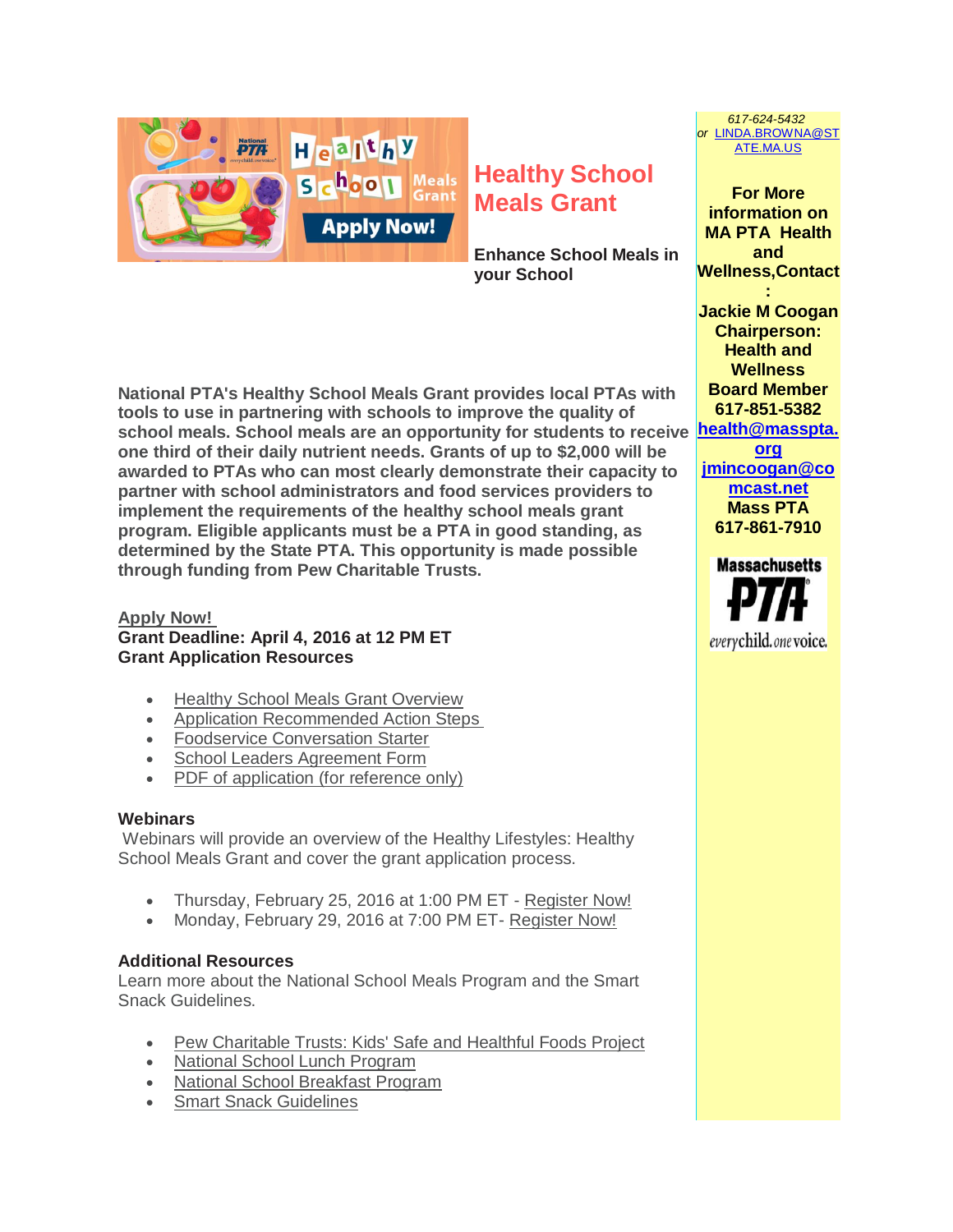## Healthy School Meals Grant

**Enhance School Meals in your School**

**National PTA's Healthy School Meals Grant provides local PTAs with tools to use in partnering with schools to improve the quality of school meals. School meals are an opportunity for students to receive one third of their daily nutrient needs. Grants of up to $2,000 will be awarded to PTAs who can most clearly demonstrate their capacity to partner with school administrators and food services providers to implement the requirements of the healthy school meals grant program. Eligible applicants must be a PTA in good standing, as determined by the State PTA. This opportunity is made possible through funding from Pew Charitable Trusts.**

**Apply Now!**
**Grant Deadline: April 4, 2016 at 12 PM ET**
**Grant Application Resources**

- Healthy School Meals Grant Overview
- Application Recommended Action Steps
- Foodservice Conversation Starter
- School Leaders Agreement Form
- PDF of application (for reference only)

**Webinars**

Webinars will provide an overview of the Healthy Lifestyles: Healthy School Meals Grant and cover the grant application process.

- Thursday, February 25, 2016 at 1:00 PM ET - Register Now!
- Monday, February 29, 2016 at 7:00 PM ET- Register Now!

**Additional Resources**

Learn more about the National School Meals Program and the Smart Snack Guidelines.

- Pew Charitable Trusts: Kids' Safe and Healthful Foods Project
- National School Lunch Program
- National School Breakfast Program
- Smart Snack Guidelines

*617-624-5432*
*or* LINDA.BROWNA@STATE.MA.US

**For More information on MA PTA Health and Wellness,Contact:**

**Jackie M Coogan**
**Chairperson: Health and Wellness**
**Board Member**
**617-851-5382**
**health@masspta.org**
**jmincoogan@comcast.net**
**Mass PTA**
**617-861-7910**

Massachusetts PTA
everychild.onevoice.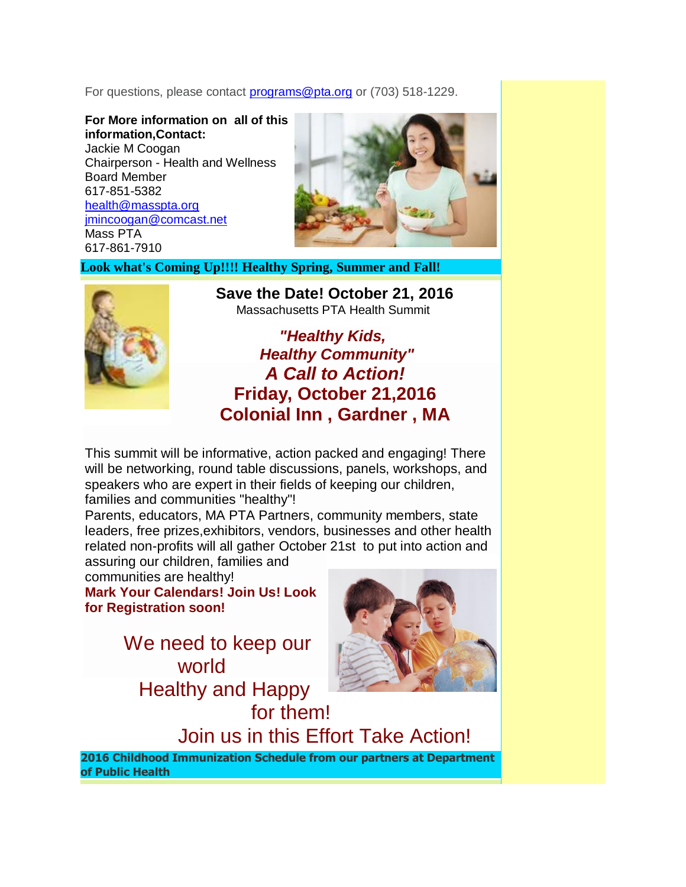For questions, please contact programs@pta.org or (703) 518-1229.

**For More information on all of this information,Contact:**
Jackie M Coogan
Chairperson - Health and Wellness Board Member
617-851-5382
health@masspta.org
jmincoogan@comcast.net
Mass PTA
617-861-7910

**Look what's Coming Up!!!! Healthy Spring, Summer and Fall!**

**Save the Date! October 21, 2016**
Massachusetts PTA Health Summit

***"Healthy Kids, Healthy Community"***
***A Call to Action!***
**Friday, October 21,2016**
**Colonial Inn , Gardner , MA**

This summit will be informative, action packed and engaging! There will be networking, round table discussions, panels, workshops, and speakers who are expert in their fields of keeping our children, families and communities "healthy"!
Parents, educators, MA PTA Partners, community members, state leaders, free prizes,exhibitors, vendors, businesses and other health related non-profits will all gather October 21st to put into action and assuring our children, families and communities are healthy!
**Mark Your Calendars! Join Us! Look for Registration soon!**

We need to keep our world
Healthy and Happy
for them!
Join us in this Effort Take Action!

**2016 Childhood Immunization Schedule from our partners at Department of Public Health**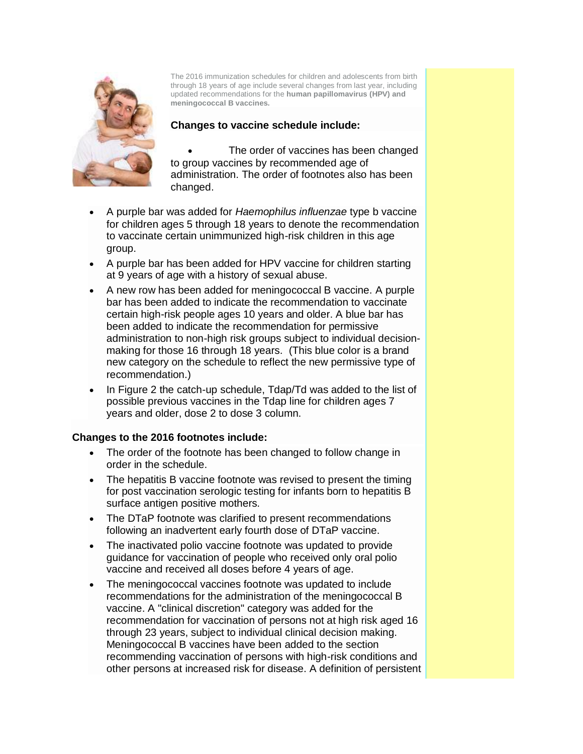The 2016 immunization schedules for children and adolescents from birth through 18 years of age include several changes from last year, including updated recommendations for the **human papillomavirus (HPV) and meningococcal B vaccines.**

**Changes to vaccine schedule include:**

- The order of vaccines has been changed to group vaccines by recommended age of administration. The order of footnotes also has been changed.
- A purple bar was added for *Haemophilus influenzae* type b vaccine for children ages 5 through 18 years to denote the recommendation to vaccinate certain unimmunized high-risk children in this age group.
- A purple bar has been added for HPV vaccine for children starting at 9 years of age with a history of sexual abuse.
- A new row has been added for meningococcal B vaccine. A purple bar has been added to indicate the recommendation to vaccinate certain high-risk people ages 10 years and older. A blue bar has been added to indicate the recommendation for permissive administration to non-high risk groups subject to individual decision-making for those 16 through 18 years. (This blue color is a brand new category on the schedule to reflect the new permissive type of recommendation.)
- In Figure 2 the catch-up schedule, Tdap/Td was added to the list of possible previous vaccines in the Tdap line for children ages 7 years and older, dose 2 to dose 3 column.

**Changes to the 2016 footnotes include:**

- The order of the footnote has been changed to follow change in order in the schedule.
- The hepatitis B vaccine footnote was revised to present the timing for post vaccination serologic testing for infants born to hepatitis B surface antigen positive mothers.
- The DTaP footnote was clarified to present recommendations following an inadvertent early fourth dose of DTaP vaccine.
- The inactivated polio vaccine footnote was updated to provide guidance for vaccination of people who received only oral polio vaccine and received all doses before 4 years of age.
- The meningococcal vaccines footnote was updated to include recommendations for the administration of the meningococcal B vaccine. A "clinical discretion" category was added for the recommendation for vaccination of persons not at high risk aged 16 through 23 years, subject to individual clinical decision making. Meningococcal B vaccines have been added to the section recommending vaccination of persons with high-risk conditions and other persons at increased risk for disease. A definition of persistent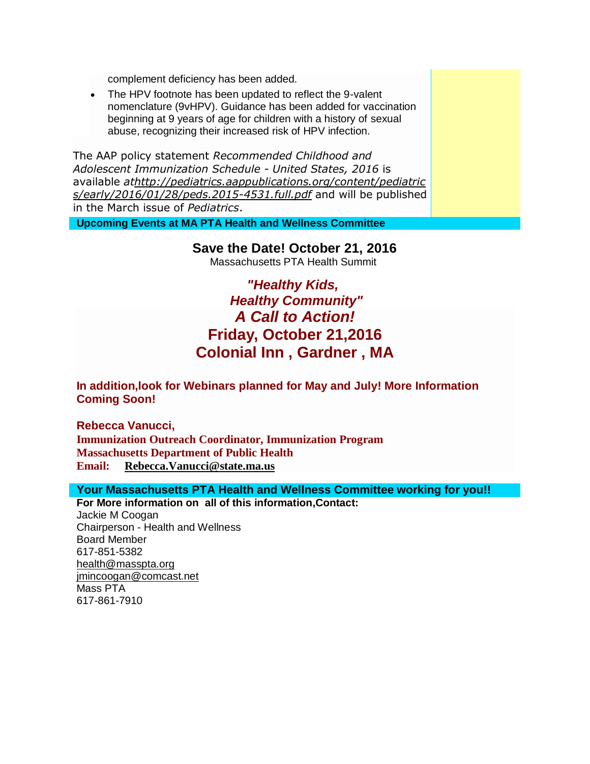complement deficiency has been added.

- The HPV footnote has been updated to reflect the 9-valent nomenclature (9vHPV). Guidance has been added for vaccination beginning at 9 years of age for children with a history of sexual abuse, recognizing their increased risk of HPV infection.

The AAP policy statement *Recommended Childhood and Adolescent Immunization Schedule - United States, 2016* is available *athttp://pediatrics.aappublications.org/content/pediatrics/early/2016/01/28/peds.2015-4531.full.pdf* and will be published in the March issue of *Pediatrics*.

## Upcoming Events at MA PTA Health and Wellness Committee

**Save the Date! October 21, 2016**

Massachusetts PTA Health Summit

***"Healthy Kids, Healthy Community"***

***A Call to Action!***

**Friday, October 21,2016**

**Colonial Inn , Gardner , MA**

**In addition,look for Webinars planned for May and July! More Information Coming Soon!**

**Rebecca Vanucci,**
**Immunization Outreach Coordinator, Immunization Program**
**Massachusetts Department of Public Health**
**Email: Rebecca.Vanucci@state.ma.us**

## Your Massachusetts PTA Health and Wellness Committee working for you!!

**For More information on all of this information,Contact:**

Jackie M Coogan
Chairperson - Health and Wellness
Board Member
617-851-5382
health@masspta.org
jmincoogan@comcast.net
Mass PTA
617-861-7910